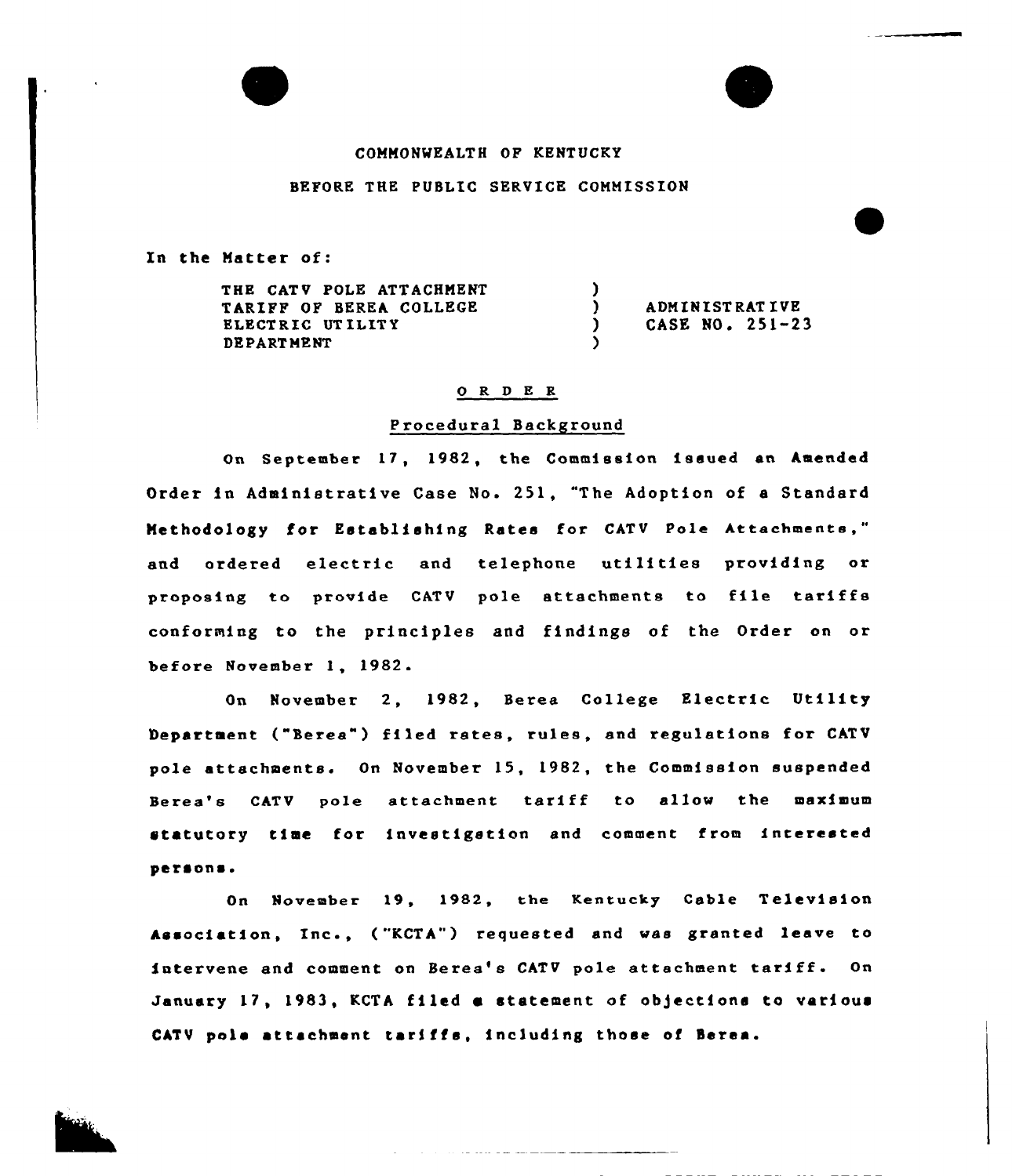COMMONWEALTH OF KENTUCKY

BEFORE THE PUBLIC SERVICE COMMISSION

In the Matter of:

| | | |
|---|---|---|
| THE CATV POLE ATTACHMENT TARIFF OF BEREA COLLEGE ELECTRIC UTILITY DEPARTMENT | ) ) ) ) | ADMINISTRATIVE CASE NO. 251-23 |

## ORDER

### Procedural Background

On September 17, 1982, the Commission issued an Amended Order in Administrative Case No. 251, "The Adoption of a Standard Methodology for Establishing Rates for CATV Pole Attachments," and ordered electric and telephone utilities providing or proposing to provide CATV pole attachments to file tariffs conforming to the principles and findings of the Order on or before November 1, 1982.

On November 2, 1982, Berea College Electric Utility Department ("Berea") filed rates, rules, and regulations for CATV pole attachments. On November 15, 1982, the Commission suspended Berea's CATV pole attachment tariff to allow the maximum statutory time for investigation and comment from interested persons.

On November 19, 1982, the Kentucky Cable Television Association, Inc., ("KCTA") requested and was granted leave to intervene and comment on Berea's CATV pole attachment tariff. On January 17, 1983, KCTA filed a statement of objections to various CATV pole attachment tariffs, including those of Berea.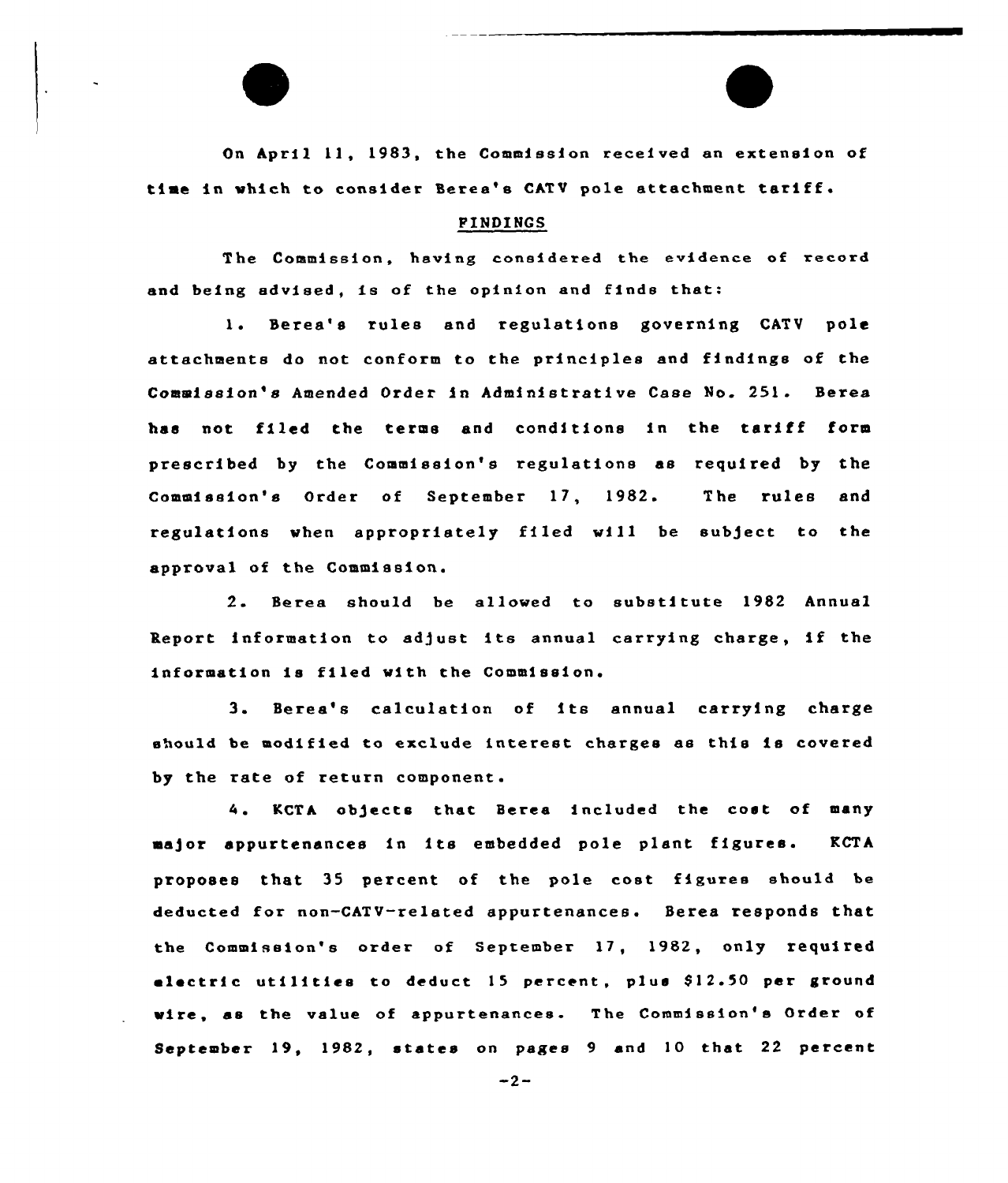On April 11, 1983, the Commission received an extension of time in which to consider Berea's CATV pole attachment tariff.

## FINDINGS

The Commission, having considered the evidence of record and being advised, is of the opinion and finds that:

1. Berea's rules and regulations governing CATV pole attachments do not conform to the principles and findings of the Commission's Amended Order in Administrative Case No. 251. Berea has not filed the terms and conditions in the tariff form prescribed by the Commission's regulations as required by the Commission's Order of September 17, 1982. The rules and regulations when appropriately filed will be subject to the approval of the Commission.

2. Berea should be allowed to substitute 1982 Annual Report information to adjust its annual carrying charge, if the information is filed with the Commission.

3. Berea's calculation of its annual carrying charge should be modified to exclude interest charges as this is covered by the rate of return component.

4. KCTA objects that Berea included the cost of many major appurtenances in its embedded pole plant figures. KCTA proposes that 35 percent of the pole cost figures should be deducted for non-CATV-related appurtenances. Berea responds that the Commission's order of September 17, 1982, only required electric utilities to deduct 15 percent, plus $12.50 per ground wire, as the value of appurtenances. The Commission's Order of September 19, 1982, states on pages 9 and 10 that 22 percent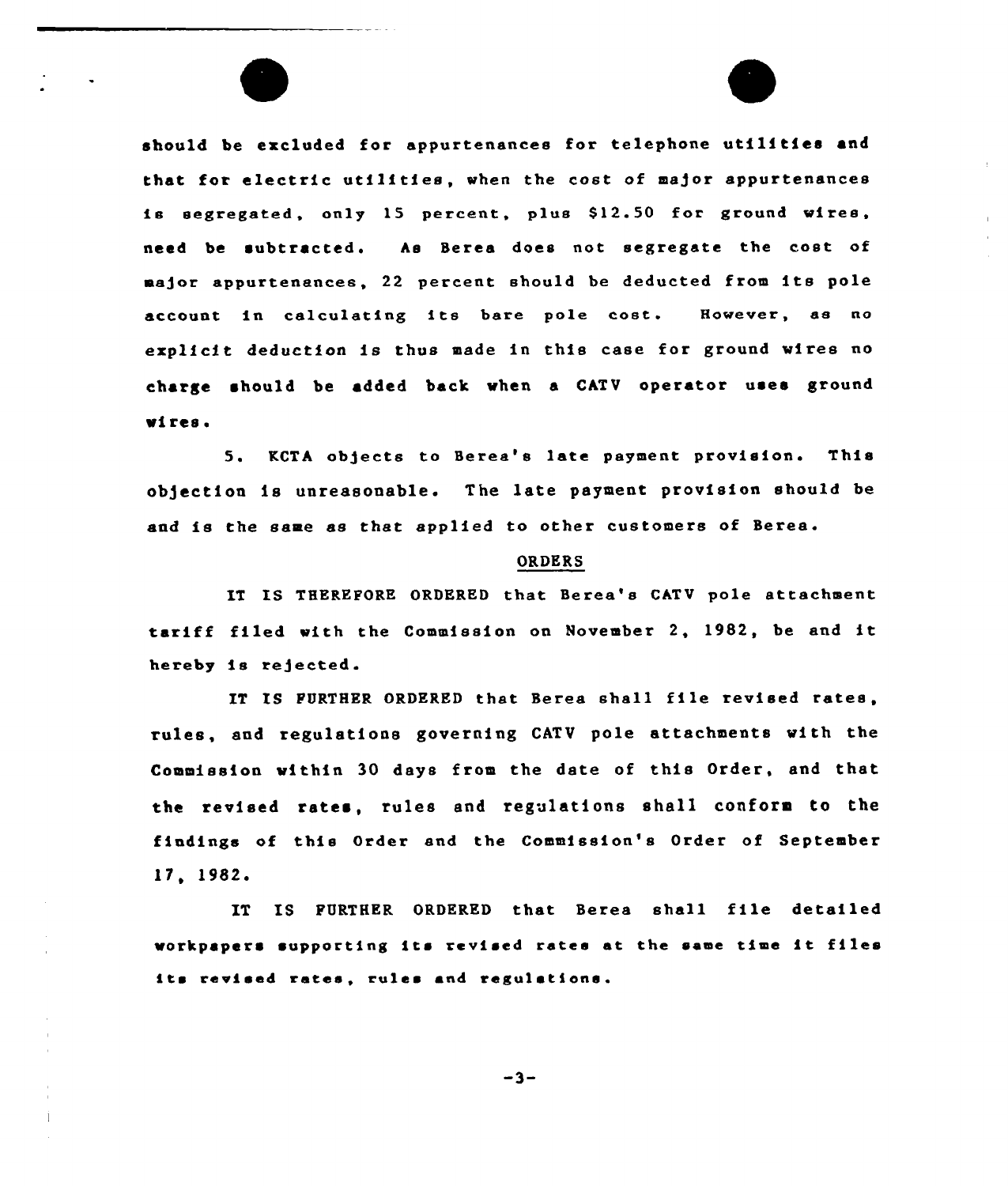should be excluded for appurtenances for telephone utilities and that for electric utilities, when the cost of major appurtenances is segregated, only 15 percent, plus $12.50 for ground wires, need be subtracted. As Berea does not segregate the cost of major appurtenances, 22 percent should be deducted from its pole account in calculating its bare pole cost. However, as no explicit deduction is thus made in this case for ground wires no charge should be added back when a CATV operator uses ground wires.

5. KCTA objects to Berea's late payment provision. This objection is unreasonable. The late payment provision should be and is the same as that applied to other customers of Berea.

## ORDERS

IT IS THEREFORE ORDERED that Berea's CATV pole attachment tariff filed with the Commission on November 2, 1982, be and it hereby is rejected.

IT IS FURTHER ORDERED that Berea shall file revised rates, rules, and regulations governing CATV pole attachments with the Commission within 30 days from the date of this Order, and that the revised rates, rules and regulations shall conform to the findings of this Order and the Commission's Order of September 17, 1982.

IT IS FURTHER ORDERED that Berea shall file detailed workpapers supporting its revised rates at the same time it files its revised rates, rules and regulations.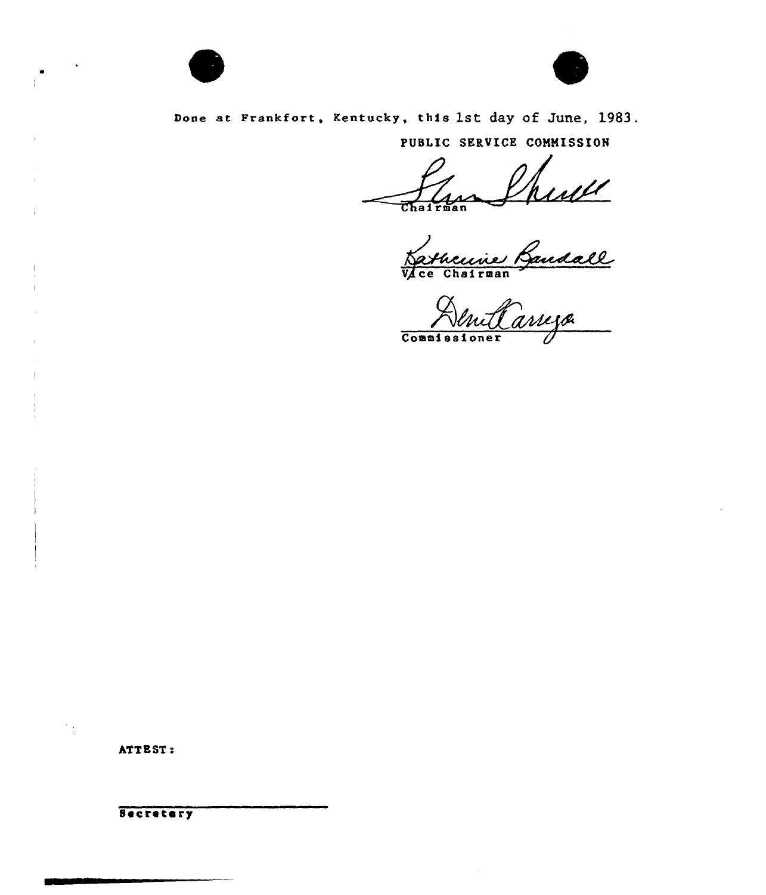Done at Frankfort, Kentucky, this 1st day of June, 1983.

PUBLIC SERVICE COMMISSION

Chairman

Vice Chairman

Commissioner

ATTEST:

Secretary